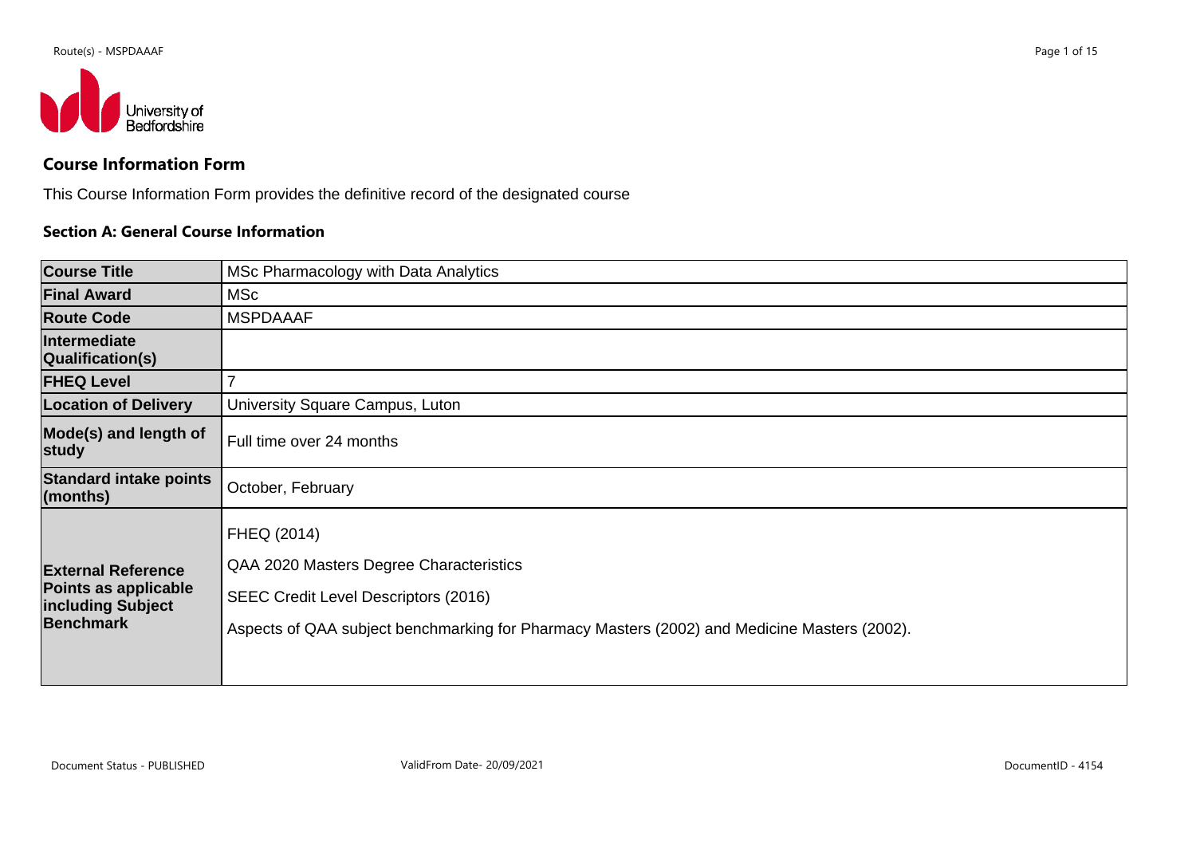## Course Information Form

This Course Information Form provides the definitive record of the designated course

### Section A: General Course Information

| | |
|---|---|
| **Course Title** | MSc Pharmacology with Data Analytics |
| **Final Award** | MSc |
| **Route Code** | MSPDAAAF |
| **Intermediate Qualification(s)** | |
| **FHEQ Level** | 7 |
| **Location of Delivery** | University Square Campus, Luton |
| **Mode(s) and length of study** | Full time over 24 months |
| **Standard intake points (months)** | October, February |
| **External Reference Points as applicable including Subject Benchmark** | FHEQ (2014)<br><br>QAA 2020 Masters Degree Characteristics<br><br>SEEC Credit Level Descriptors (2016)<br><br>Aspects of QAA subject benchmarking for Pharmacy Masters (2002) and Medicine Masters (2002). |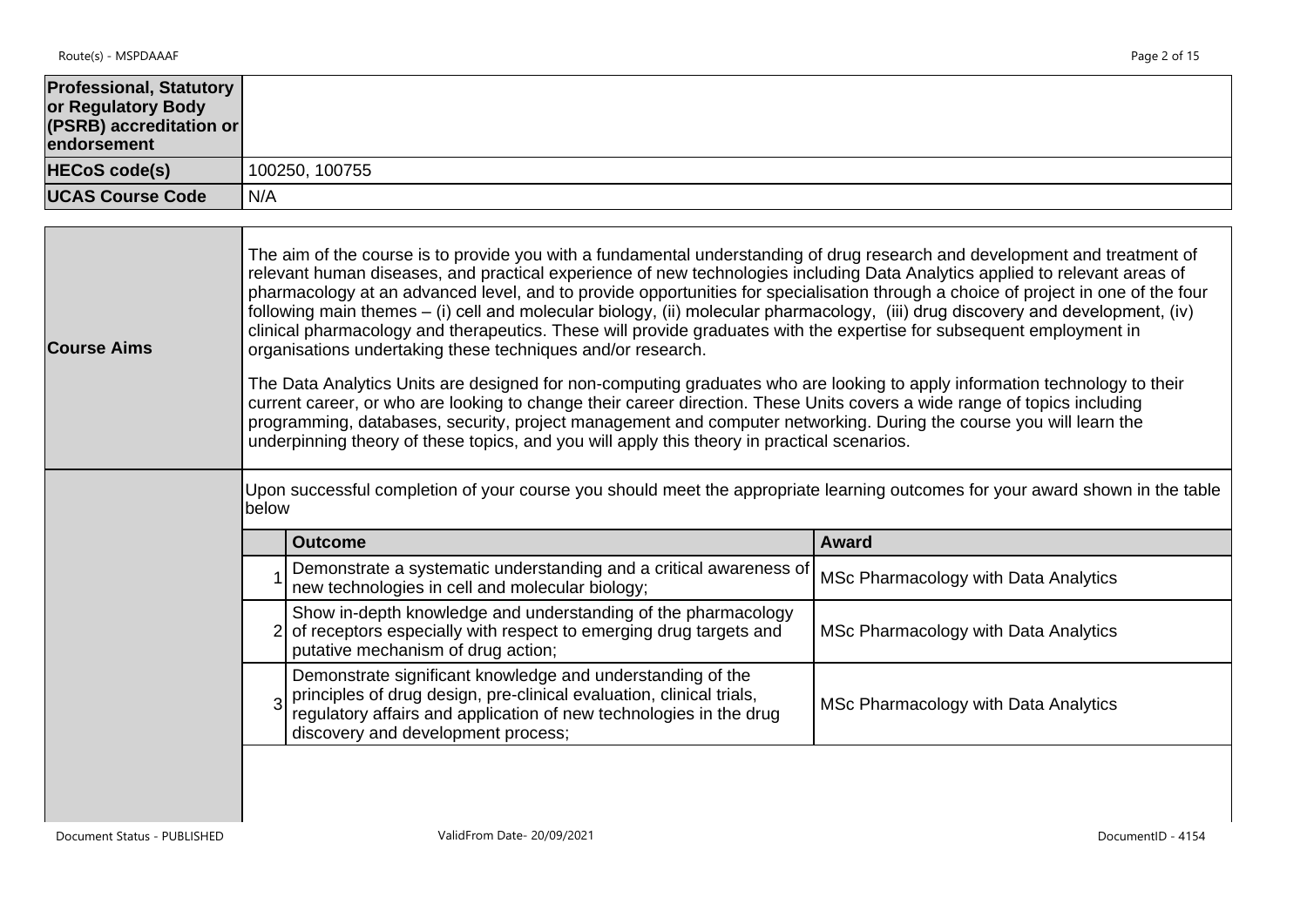| | |
|---|---|
| **Professional, Statutory or Regulatory Body (PSRB) accreditation or endorsement** | |
| **HECoS code(s)** | 100250, 100755 |
| **UCAS Course Code** | N/A |

| | |
|---|---|
| **Course Aims** | The aim of the course is to provide you with a fundamental understanding of drug research and development and treatment of relevant human diseases, and practical experience of new technologies including Data Analytics applied to relevant areas of pharmacology at an advanced level, and to provide opportunities for specialisation through a choice of project in one of the four following main themes – (i) cell and molecular biology, (ii) molecular pharmacology, (iii) drug discovery and development, (iv) clinical pharmacology and therapeutics. These will provide graduates with the expertise for subsequent employment in organisations undertaking these techniques and/or research.<br><br>The Data Analytics Units are designed for non-computing graduates who are looking to apply information technology to their current career, or who are looking to change their career direction. These Units covers a wide range of topics including programming, databases, security, project management and computer networking. During the course you will learn the underpinning theory of these topics, and you will apply this theory in practical scenarios. |

Upon successful completion of your course you should meet the appropriate learning outcomes for your award shown in the table below

| | Outcome | Award |
|---|---|---|
| 1 | Demonstrate a systematic understanding and a critical awareness of new technologies in cell and molecular biology; | MSc Pharmacology with Data Analytics |
| 2 | Show in-depth knowledge and understanding of the pharmacology of receptors especially with respect to emerging drug targets and putative mechanism of drug action; | MSc Pharmacology with Data Analytics |
| 3 | Demonstrate significant knowledge and understanding of the principles of drug design, pre-clinical evaluation, clinical trials, regulatory affairs and application of new technologies in the drug discovery and development process; | MSc Pharmacology with Data Analytics |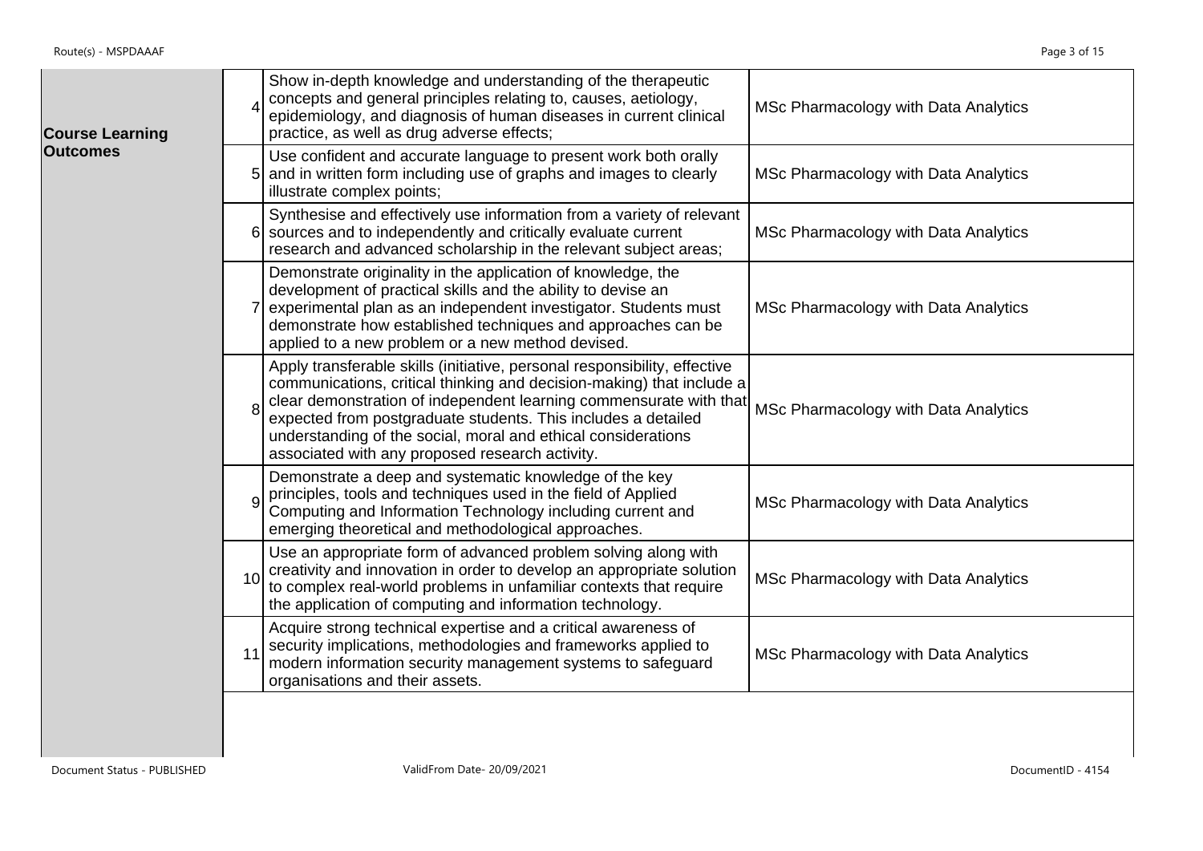| | | | |
|---|---|---|---|
| **Course Learning Outcomes** | 4 | Show in-depth knowledge and understanding of the therapeutic concepts and general principles relating to, causes, aetiology, epidemiology, and diagnosis of human diseases in current clinical practice, as well as drug adverse effects; | MSc Pharmacology with Data Analytics |
| | 5 | Use confident and accurate language to present work both orally and in written form including use of graphs and images to clearly illustrate complex points; | MSc Pharmacology with Data Analytics |
| | 6 | Synthesise and effectively use information from a variety of relevant sources and to independently and critically evaluate current research and advanced scholarship in the relevant subject areas; | MSc Pharmacology with Data Analytics |
| | 7 | Demonstrate originality in the application of knowledge, the development of practical skills and the ability to devise an experimental plan as an independent investigator. Students must demonstrate how established techniques and approaches can be applied to a new problem or a new method devised. | MSc Pharmacology with Data Analytics |
| | 8 | Apply transferable skills (initiative, personal responsibility, effective communications, critical thinking and decision-making) that include a clear demonstration of independent learning commensurate with that expected from postgraduate students. This includes a detailed understanding of the social, moral and ethical considerations associated with any proposed research activity. | MSc Pharmacology with Data Analytics |
| | 9 | Demonstrate a deep and systematic knowledge of the key principles, tools and techniques used in the field of Applied Computing and Information Technology including current and emerging theoretical and methodological approaches. | MSc Pharmacology with Data Analytics |
| | 10 | Use an appropriate form of advanced problem solving along with creativity and innovation in order to develop an appropriate solution to complex real-world problems in unfamiliar contexts that require the application of computing and information technology. | MSc Pharmacology with Data Analytics |
| | 11 | Acquire strong technical expertise and a critical awareness of security implications, methodologies and frameworks applied to modern information security management systems to safeguard organisations and their assets. | MSc Pharmacology with Data Analytics |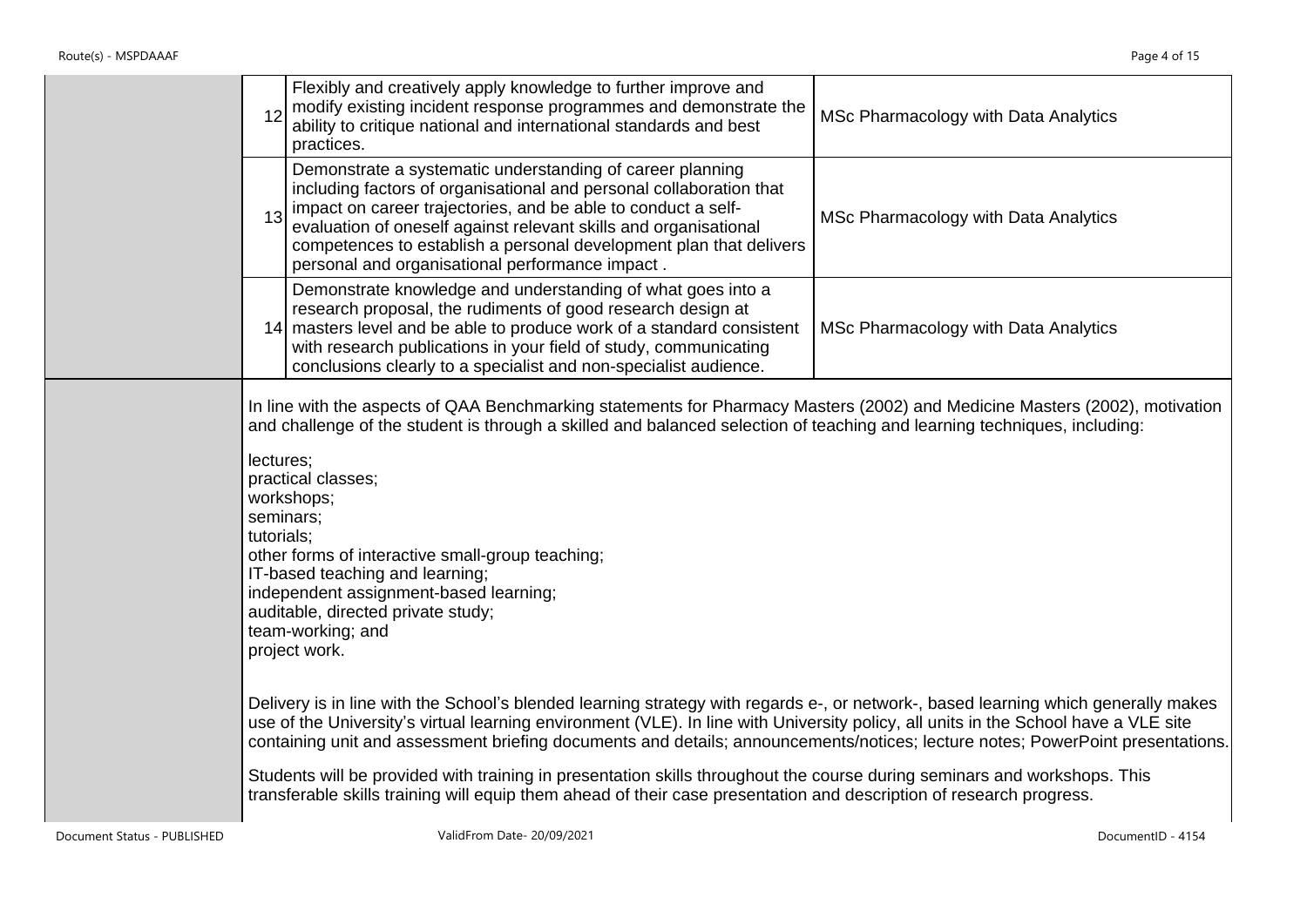| | | | |
|---|---|---|---|
| | 12 | Flexibly and creatively apply knowledge to further improve and modify existing incident response programmes and demonstrate the ability to critique national and international standards and best practices. | MSc Pharmacology with Data Analytics |
| | 13 | Demonstrate a systematic understanding of career planning including factors of organisational and personal collaboration that impact on career trajectories, and be able to conduct a self-evaluation of oneself against relevant skills and organisational competences to establish a personal development plan that delivers personal and organisational performance impact . | MSc Pharmacology with Data Analytics |
| | 14 | Demonstrate knowledge and understanding of what goes into a research proposal, the rudiments of good research design at masters level and be able to produce work of a standard consistent with research publications in your field of study, communicating conclusions clearly to a specialist and non-specialist audience. | MSc Pharmacology with Data Analytics |

In line with the aspects of QAA Benchmarking statements for Pharmacy Masters (2002) and Medicine Masters (2002), motivation and challenge of the student is through a skilled and balanced selection of teaching and learning techniques, including:

lectures;
practical classes;
workshops;
seminars;
tutorials;
other forms of interactive small-group teaching;
IT-based teaching and learning;
independent assignment-based learning;
auditable, directed private study;
team-working; and
project work.

Delivery is in line with the School's blended learning strategy with regards e-, or network-, based learning which generally makes use of the University's virtual learning environment (VLE). In line with University policy, all units in the School have a VLE site containing unit and assessment briefing documents and details; announcements/notices; lecture notes; PowerPoint presentations.

Students will be provided with training in presentation skills throughout the course during seminars and workshops. This transferable skills training will equip them ahead of their case presentation and description of research progress.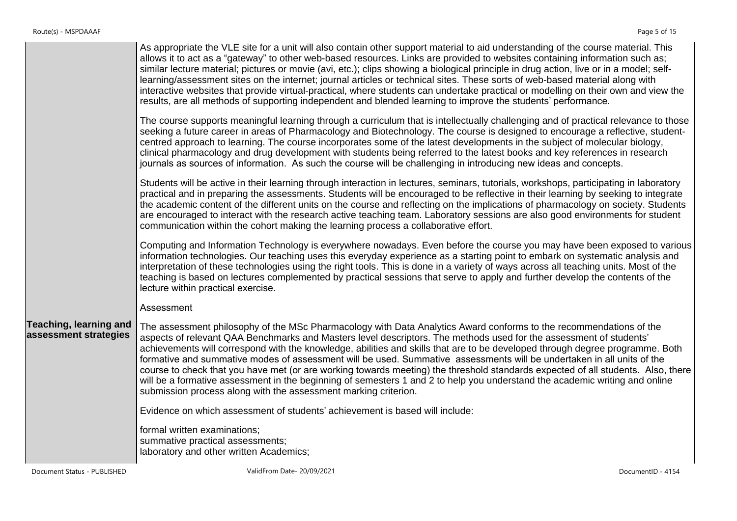| | |
|---|---|
| **Teaching, learning and assessment strategies** | As appropriate the VLE site for a unit will also contain other support material to aid understanding of the course material. This allows it to act as a "gateway" to other web-based resources. Links are provided to websites containing information such as; similar lecture material; pictures or movie (avi, etc.); clips showing a biological principle in drug action, live or in a model; self-learning/assessment sites on the internet; journal articles or technical sites. These sorts of web-based material along with interactive websites that provide virtual-practical, where students can undertake practical or modelling on their own and view the results, are all methods of supporting independent and blended learning to improve the students' performance.<br><br>The course supports meaningful learning through a curriculum that is intellectually challenging and of practical relevance to those seeking a future career in areas of Pharmacology and Biotechnology. The course is designed to encourage a reflective, student-centred approach to learning. The course incorporates some of the latest developments in the subject of molecular biology, clinical pharmacology and drug development with students being referred to the latest books and key references in research journals as sources of information. As such the course will be challenging in introducing new ideas and concepts.<br><br>Students will be active in their learning through interaction in lectures, seminars, tutorials, workshops, participating in laboratory practical and in preparing the assessments. Students will be encouraged to be reflective in their learning by seeking to integrate the academic content of the different units on the course and reflecting on the implications of pharmacology on society. Students are encouraged to interact with the research active teaching team. Laboratory sessions are also good environments for student communication within the cohort making the learning process a collaborative effort.<br><br>Computing and Information Technology is everywhere nowadays. Even before the course you may have been exposed to various information technologies. Our teaching uses this everyday experience as a starting point to embark on systematic analysis and interpretation of these technologies using the right tools. This is done in a variety of ways across all teaching units. Most of the teaching is based on lectures complemented by practical sessions that serve to apply and further develop the contents of the lecture within practical exercise.<br><br>Assessment<br><br>The assessment philosophy of the MSc Pharmacology with Data Analytics Award conforms to the recommendations of the aspects of relevant QAA Benchmarks and Masters level descriptors. The methods used for the assessment of students' achievements will correspond with the knowledge, abilities and skills that are to be developed through degree programme. Both formative and summative modes of assessment will be used. Summative assessments will be undertaken in all units of the course to check that you have met (or are working towards meeting) the threshold standards expected of all students. Also, there will be a formative assessment in the beginning of semesters 1 and 2 to help you understand the academic writing and online submission process along with the assessment marking criterion.<br><br>Evidence on which assessment of students' achievement is based will include:<br><br>formal written examinations;<br>summative practical assessments;<br>laboratory and other written Academics; |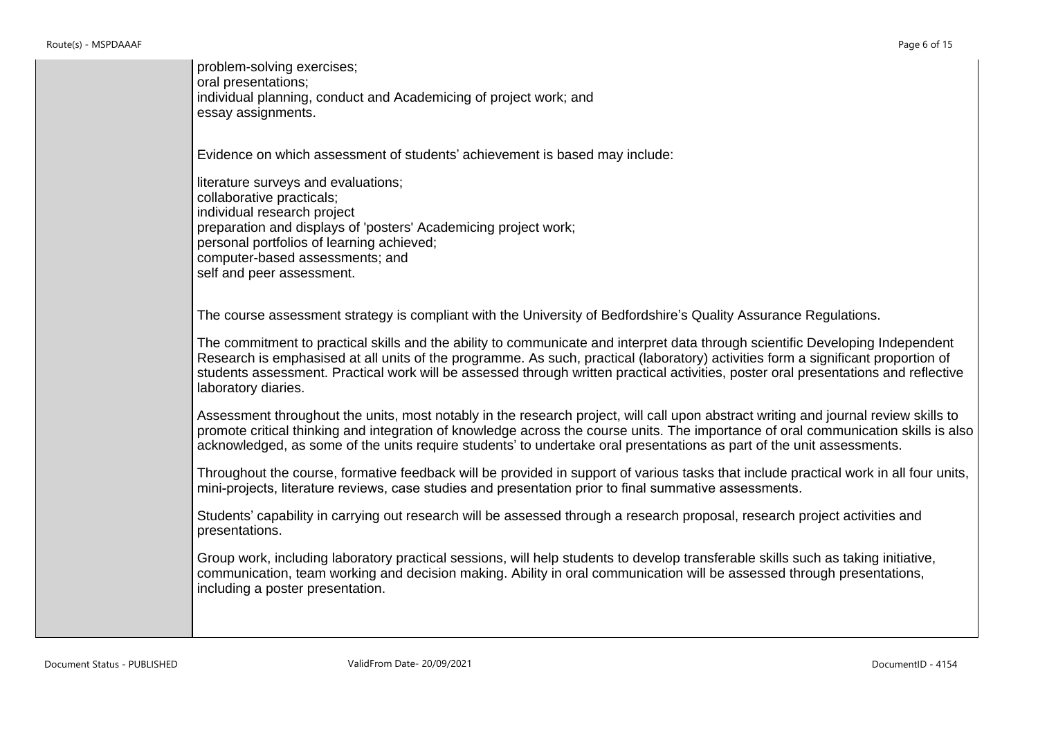problem-solving exercises;
oral presentations;
individual planning, conduct and Academicing of project work; and
essay assignments.

Evidence on which assessment of students' achievement is based may include:

literature surveys and evaluations;
collaborative practicals;
individual research project
preparation and displays of 'posters' Academicing project work;
personal portfolios of learning achieved;
computer-based assessments; and
self and peer assessment.

The course assessment strategy is compliant with the University of Bedfordshire's Quality Assurance Regulations.

The commitment to practical skills and the ability to communicate and interpret data through scientific Developing Independent Research is emphasised at all units of the programme. As such, practical (laboratory) activities form a significant proportion of students assessment. Practical work will be assessed through written practical activities, poster oral presentations and reflective laboratory diaries.

Assessment throughout the units, most notably in the research project, will call upon abstract writing and journal review skills to promote critical thinking and integration of knowledge across the course units. The importance of oral communication skills is also acknowledged, as some of the units require students' to undertake oral presentations as part of the unit assessments.

Throughout the course, formative feedback will be provided in support of various tasks that include practical work in all four units, mini-projects, literature reviews, case studies and presentation prior to final summative assessments.

Students' capability in carrying out research will be assessed through a research proposal, research project activities and presentations.

Group work, including laboratory practical sessions, will help students to develop transferable skills such as taking initiative, communication, team working and decision making. Ability in oral communication will be assessed through presentations, including a poster presentation.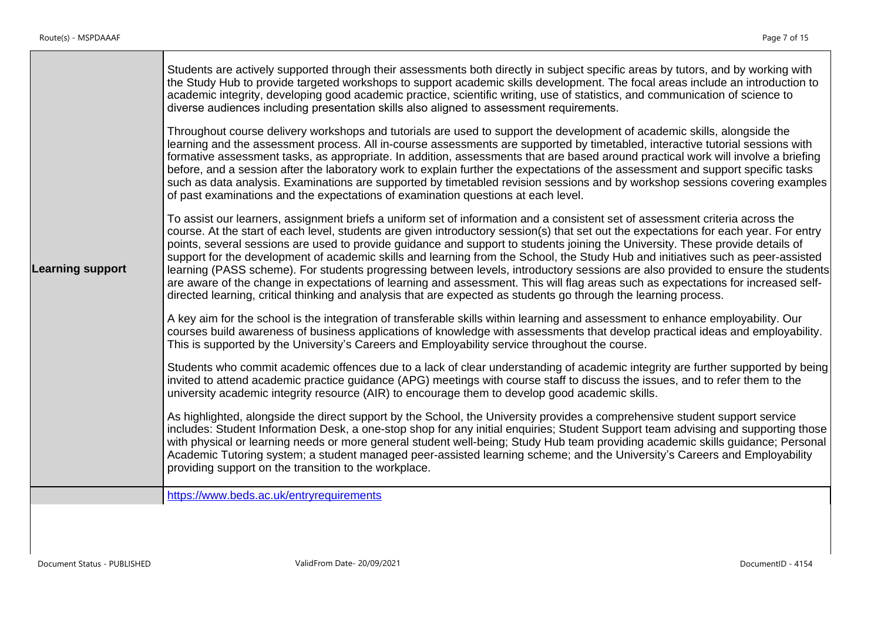| | |
|---|---|
| **Learning support** | Students are actively supported through their assessments both directly in subject specific areas by tutors, and by working with the Study Hub to provide targeted workshops to support academic skills development. The focal areas include an introduction to academic integrity, developing good academic practice, scientific writing, use of statistics, and communication of science to diverse audiences including presentation skills also aligned to assessment requirements.<br><br>Throughout course delivery workshops and tutorials are used to support the development of academic skills, alongside the learning and the assessment process. All in-course assessments are supported by timetabled, interactive tutorial sessions with formative assessment tasks, as appropriate. In addition, assessments that are based around practical work will involve a briefing before, and a session after the laboratory work to explain further the expectations of the assessment and support specific tasks such as data analysis. Examinations are supported by timetabled revision sessions and by workshop sessions covering examples of past examinations and the expectations of examination questions at each level.<br><br>To assist our learners, assignment briefs a uniform set of information and a consistent set of assessment criteria across the course. At the start of each level, students are given introductory session(s) that set out the expectations for each year. For entry points, several sessions are used to provide guidance and support to students joining the University. These provide details of support for the development of academic skills and learning from the School, the Study Hub and initiatives such as peer-assisted learning (PASS scheme). For students progressing between levels, introductory sessions are also provided to ensure the students are aware of the change in expectations of learning and assessment. This will flag areas such as expectations for increased self-directed learning, critical thinking and analysis that are expected as students go through the learning process.<br><br>A key aim for the school is the integration of transferable skills within learning and assessment to enhance employability. Our courses build awareness of business applications of knowledge with assessments that develop practical ideas and employability. This is supported by the University's Careers and Employability service throughout the course.<br><br>Students who commit academic offences due to a lack of clear understanding of academic integrity are further supported by being invited to attend academic practice guidance (APG) meetings with course staff to discuss the issues, and to refer them to the university academic integrity resource (AIR) to encourage them to develop good academic skills.<br><br>As highlighted, alongside the direct support by the School, the University provides a comprehensive student support service includes: Student Information Desk, a one-stop shop for any initial enquiries; Student Support team advising and supporting those with physical or learning needs or more general student well-being; Study Hub team providing academic skills guidance; Personal Academic Tutoring system; a student managed peer-assisted learning scheme; and the University's Careers and Employability providing support on the transition to the workplace. |
| | https://www.beds.ac.uk/entryrequirements |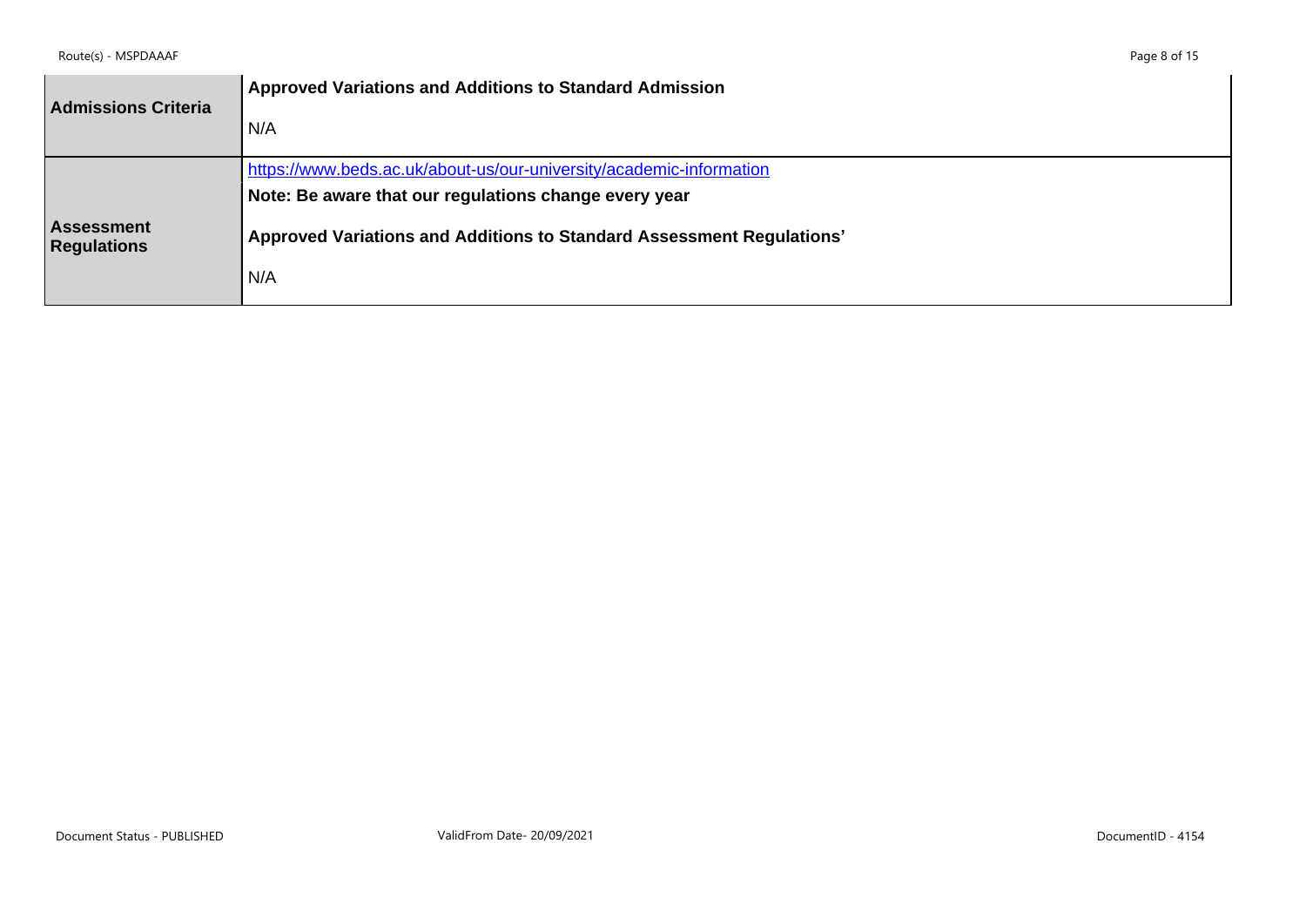| | |
|---|---|
| **Admissions Criteria** | **Approved Variations and Additions to Standard Admission**<br><br>N/A |
| **Assessment Regulations** | [https://www.beds.ac.uk/about-us/our-university/academic-information](https://www.beds.ac.uk/about-us/our-university/academic-information)<br>**Note: Be aware that our regulations change every year**<br><br>**Approved Variations and Additions to Standard Assessment Regulations'**<br><br>N/A |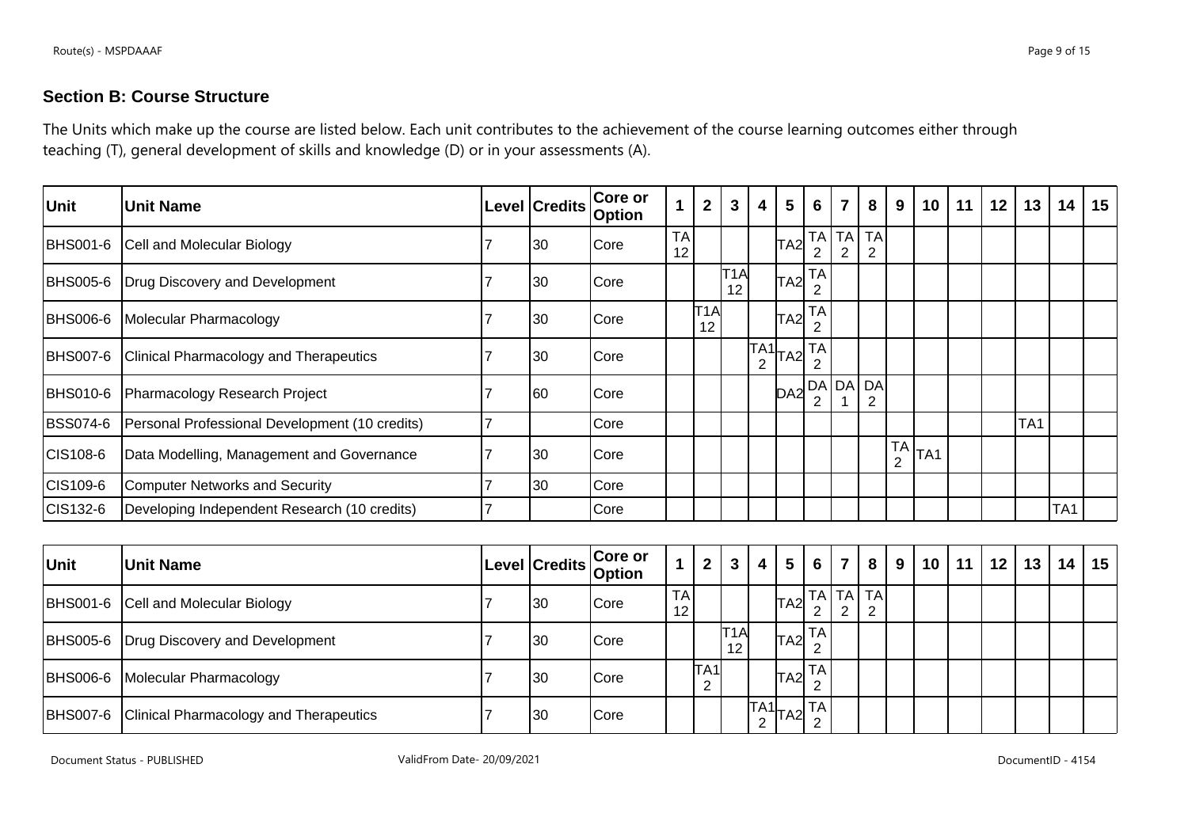## Section B: Course Structure

The Units which make up the course are listed below. Each unit contributes to the achievement of the course learning outcomes either through teaching (T), general development of skills and knowledge (D) or in your assessments (A).

| Unit | Unit Name | Level | Credits | Core or Option | 1 | 2 | 3 | 4 | 5 | 6 | 7 | 8 | 9 | 10 | 11 | 12 | 13 | 14 | 15 |
|---|---|---|---|---|---|---|---|---|---|---|---|---|---|---|---|---|---|---|---|
| BHS001-6 | Cell and Molecular Biology | 7 | 30 | Core | TA12 | | | | TA2 | TA2 | TA2 | TA2 | | | | | | | |
| BHS005-6 | Drug Discovery and Development | 7 | 30 | Core | | | T1A12 | | TA2 | TA2 | | | | | | | | | |
| BHS006-6 | Molecular Pharmacology | 7 | 30 | Core | | T1A12 | | | TA2 | TA2 | | | | | | | | | |
| BHS007-6 | Clinical Pharmacology and Therapeutics | 7 | 30 | Core | | | | TA12 | TA2 | TA2 | | | | | | | | | |
| BHS010-6 | Pharmacology Research Project | 7 | 60 | Core | | | | | DA2 | DA2 | DA1 | DA2 | | | | | | | |
| BSS074-6 | Personal Professional Development (10 credits) | 7 | | Core | | | | | | | | | | | | | TA1 | | |
| CIS108-6 | Data Modelling, Management and Governance | 7 | 30 | Core | | | | | | | | | TA2 | TA1 | | | | | |
| CIS109-6 | Computer Networks and Security | 7 | 30 | Core | | | | | | | | | | | | | | | |
| CIS132-6 | Developing Independent Research (10 credits) | 7 | | Core | | | | | | | | | | | | | | TA1 | |

| Unit | Unit Name | Level | Credits | Core or Option | 1 | 2 | 3 | 4 | 5 | 6 | 7 | 8 | 9 | 10 | 11 | 12 | 13 | 14 | 15 |
|---|---|---|---|---|---|---|---|---|---|---|---|---|---|---|---|---|---|---|---|
| BHS001-6 | Cell and Molecular Biology | 7 | 30 | Core | TA12 | | | | TA2 | TA2 | TA2 | TA2 | | | | | | | |
| BHS005-6 | Drug Discovery and Development | 7 | 30 | Core | | | T1A12 | | TA2 | TA2 | | | | | | | | | |
| BHS006-6 | Molecular Pharmacology | 7 | 30 | Core | | TA12 | | | TA2 | TA2 | | | | | | | | | |
| BHS007-6 | Clinical Pharmacology and Therapeutics | 7 | 30 | Core | | | | TA12 | TA2 | TA2 | | | | | | | | | |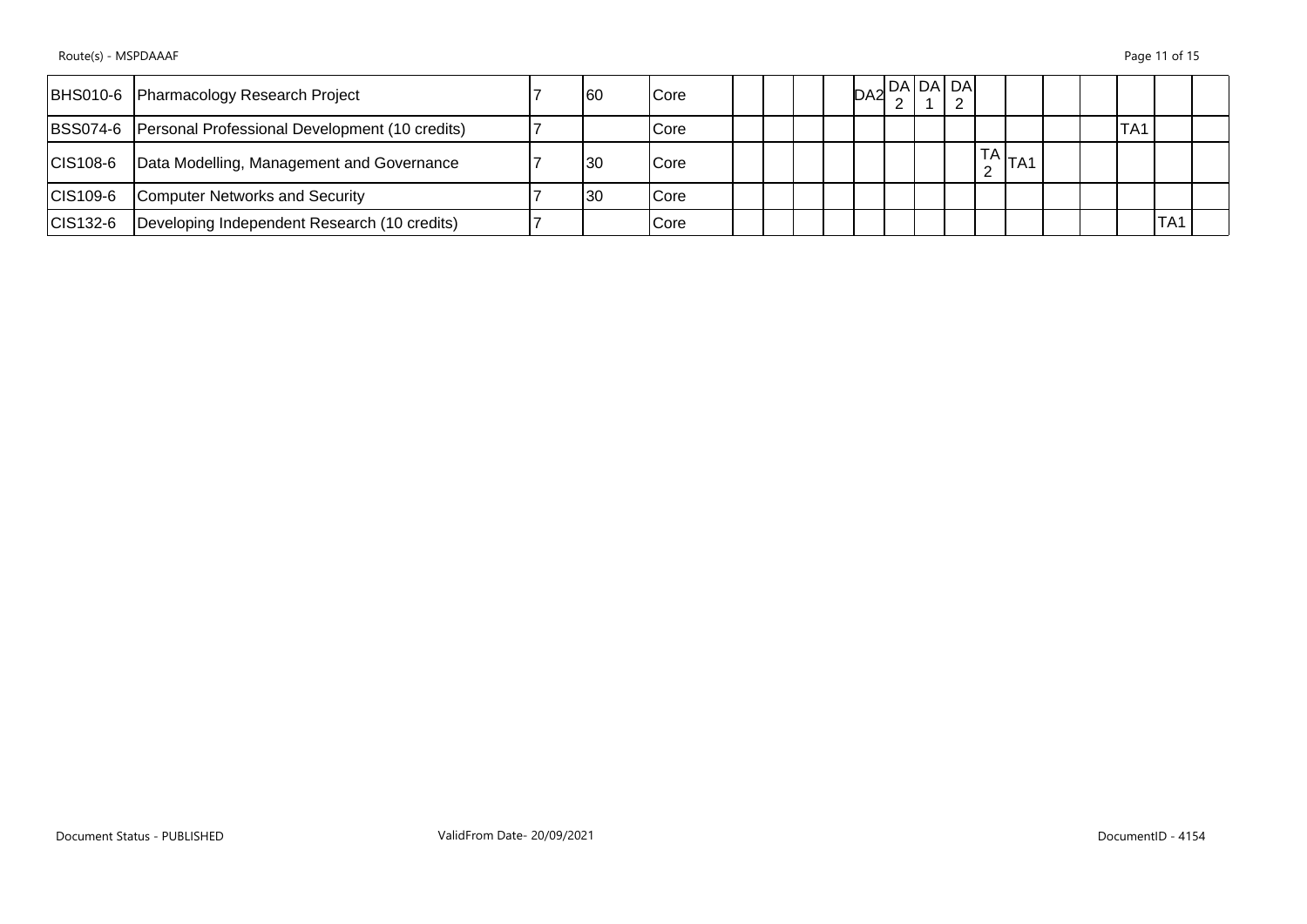| BHS010-6 | Pharmacology Research Project | 7 | 60 | Core | | | | | DA2 | DA 2 | DA 1 | DA 2 | | | | | | | |
|---|---|---|---|---|---|---|---|---|---|---|---|---|---|---|---|---|---|---|---|
| BSS074-6 | Personal Professional Development (10 credits) | 7 | | Core | | | | | | | | | | | | | TA1 | | |
| CIS108-6 | Data Modelling, Management and Governance | 7 | 30 | Core | | | | | | | | | TA 2 | TA1 | | | | | |
| CIS109-6 | Computer Networks and Security | 7 | 30 | Core | | | | | | | | | | | | | | | |
| CIS132-6 | Developing Independent Research (10 credits) | 7 | | Core | | | | | | | | | | | | | | TA1 | |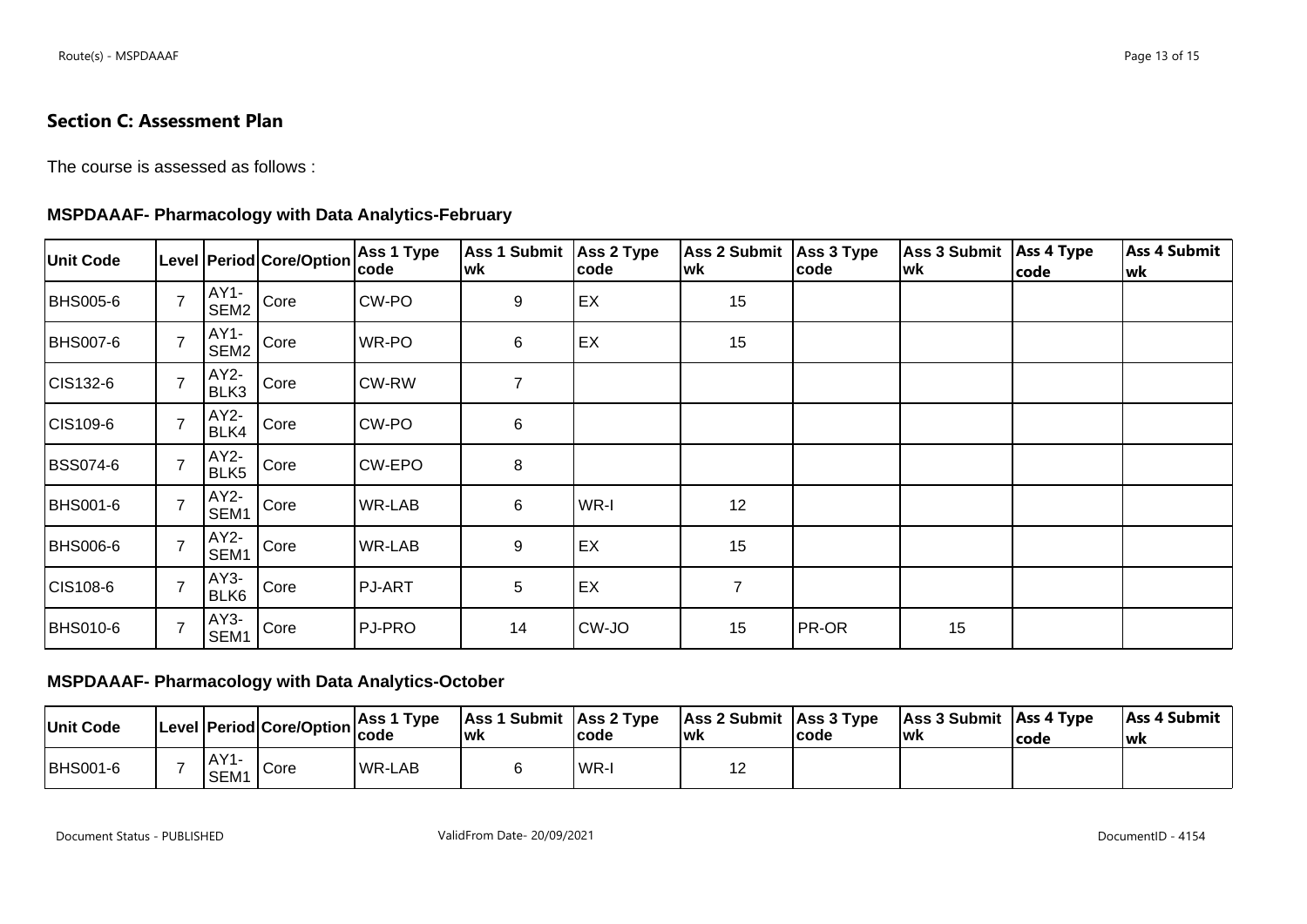## Section C: Assessment Plan

The course is assessed as follows :

### MSPDAAAF- Pharmacology with Data Analytics-February

| Unit Code | Level | Period | Core/Option | Ass 1 Type code | Ass 1 Submit wk | Ass 2 Type code | Ass 2 Submit wk | Ass 3 Type code | Ass 3 Submit wk | Ass 4 Type code | Ass 4 Submit wk |
|---|---|---|---|---|---|---|---|---|---|---|---|
| BHS005-6 | 7 | AY1-SEM2 | Core | CW-PO | 9 | EX | 15 | | | | |
| BHS007-6 | 7 | AY1-SEM2 | Core | WR-PO | 6 | EX | 15 | | | | |
| CIS132-6 | 7 | AY2-BLK3 | Core | CW-RW | 7 | | | | | | |
| CIS109-6 | 7 | AY2-BLK4 | Core | CW-PO | 6 | | | | | | |
| BSS074-6 | 7 | AY2-BLK5 | Core | CW-EPO | 8 | | | | | | |
| BHS001-6 | 7 | AY2-SEM1 | Core | WR-LAB | 6 | WR-I | 12 | | | | |
| BHS006-6 | 7 | AY2-SEM1 | Core | WR-LAB | 9 | EX | 15 | | | | |
| CIS108-6 | 7 | AY3-BLK6 | Core | PJ-ART | 5 | EX | 7 | | | | |
| BHS010-6 | 7 | AY3-SEM1 | Core | PJ-PRO | 14 | CW-JO | 15 | PR-OR | 15 | | |

### MSPDAAAF- Pharmacology with Data Analytics-October

| Unit Code | Level | Period | Core/Option | Ass 1 Type code | Ass 1 Submit wk | Ass 2 Type code | Ass 2 Submit wk | Ass 3 Type code | Ass 3 Submit wk | Ass 4 Type code | Ass 4 Submit wk |
|---|---|---|---|---|---|---|---|---|---|---|---|
| BHS001-6 | 7 | AY1-SEM1 | Core | WR-LAB | 6 | WR-I | 12 | | | | |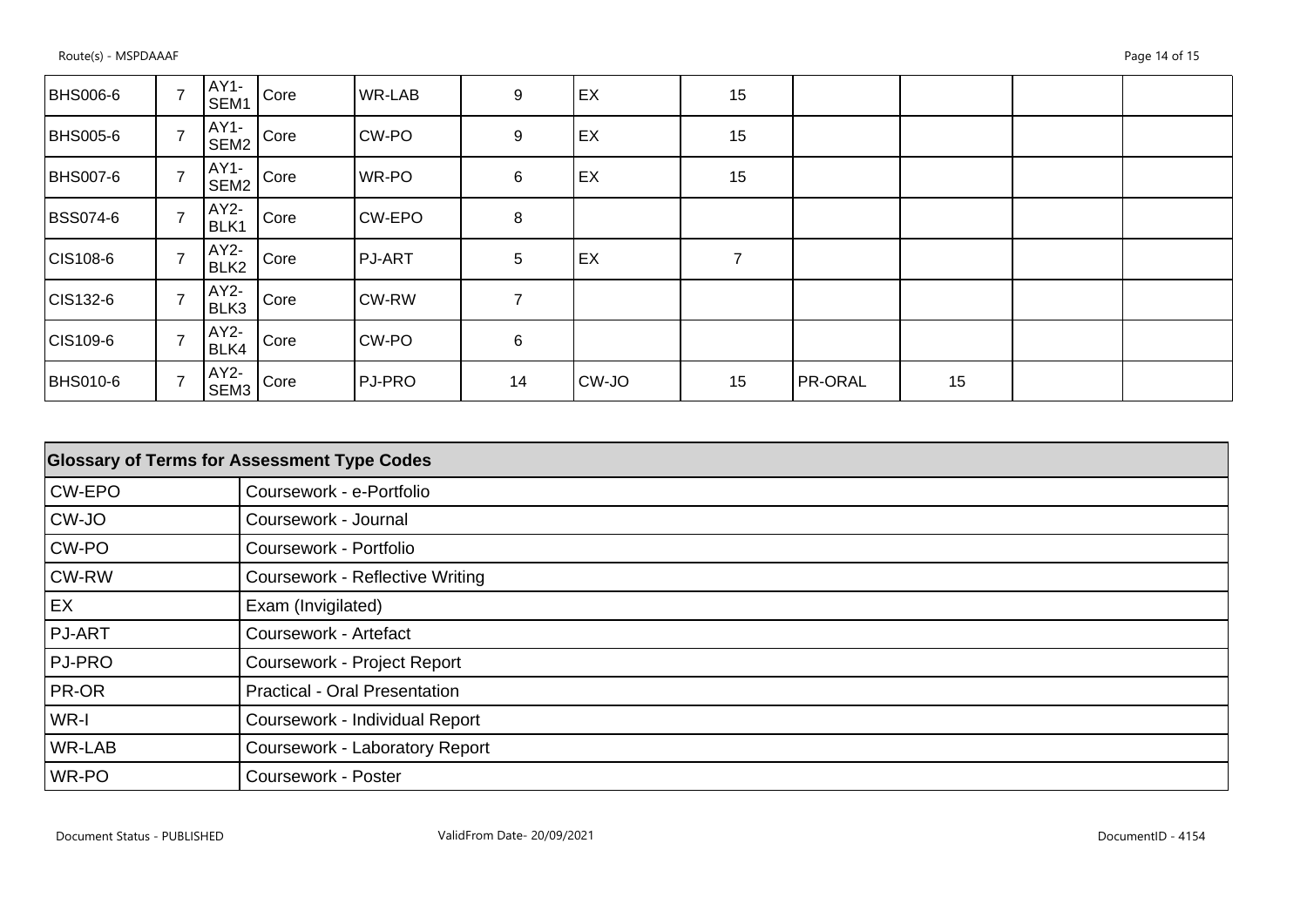| | | | | | | | | | | | |
|---|---|---|---|---|---|---|---|---|---|---|---|
| BHS006-6 | 7 | AY1-SEM1 | Core | WR-LAB | 9 | EX | 15 | | | | |
| BHS005-6 | 7 | AY1-SEM2 | Core | CW-PO | 9 | EX | 15 | | | | |
| BHS007-6 | 7 | AY1-SEM2 | Core | WR-PO | 6 | EX | 15 | | | | |
| BSS074-6 | 7 | AY2-BLK1 | Core | CW-EPO | 8 | | | | | | |
| CIS108-6 | 7 | AY2-BLK2 | Core | PJ-ART | 5 | EX | 7 | | | | |
| CIS132-6 | 7 | AY2-BLK3 | Core | CW-RW | 7 | | | | | | |
| CIS109-6 | 7 | AY2-BLK4 | Core | CW-PO | 6 | | | | | | |
| BHS010-6 | 7 | AY2-SEM3 | Core | PJ-PRO | 14 | CW-JO | 15 | PR-ORAL | 15 | | |

| Glossary of Terms for Assessment Type Codes | |
|---|---|
| CW-EPO | Coursework - e-Portfolio |
| CW-JO | Coursework - Journal |
| CW-PO | Coursework - Portfolio |
| CW-RW | Coursework - Reflective Writing |
| EX | Exam (Invigilated) |
| PJ-ART | Coursework - Artefact |
| PJ-PRO | Coursework - Project Report |
| PR-OR | Practical - Oral Presentation |
| WR-I | Coursework - Individual Report |
| WR-LAB | Coursework - Laboratory Report |
| WR-PO | Coursework - Poster |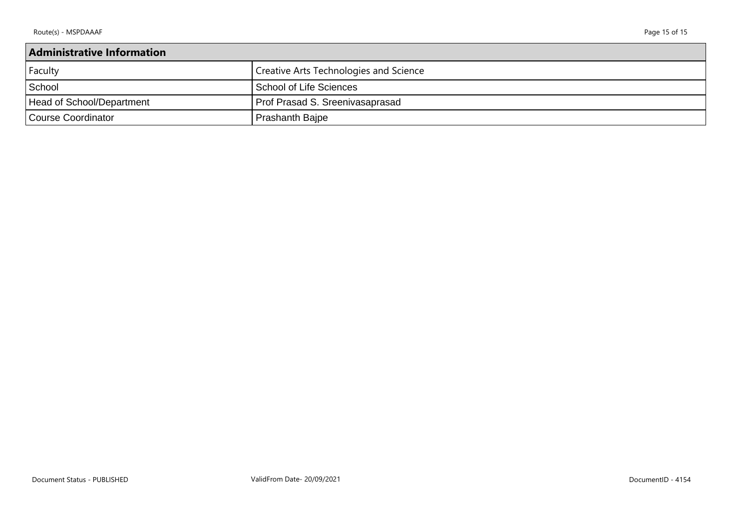| Administrative Information | |
|---|---|
| Faculty | Creative Arts Technologies and Science |
| School | School of Life Sciences |
| Head of School/Department | Prof Prasad S. Sreenivasaprasad |
| Course Coordinator | Prashanth Bajpe |